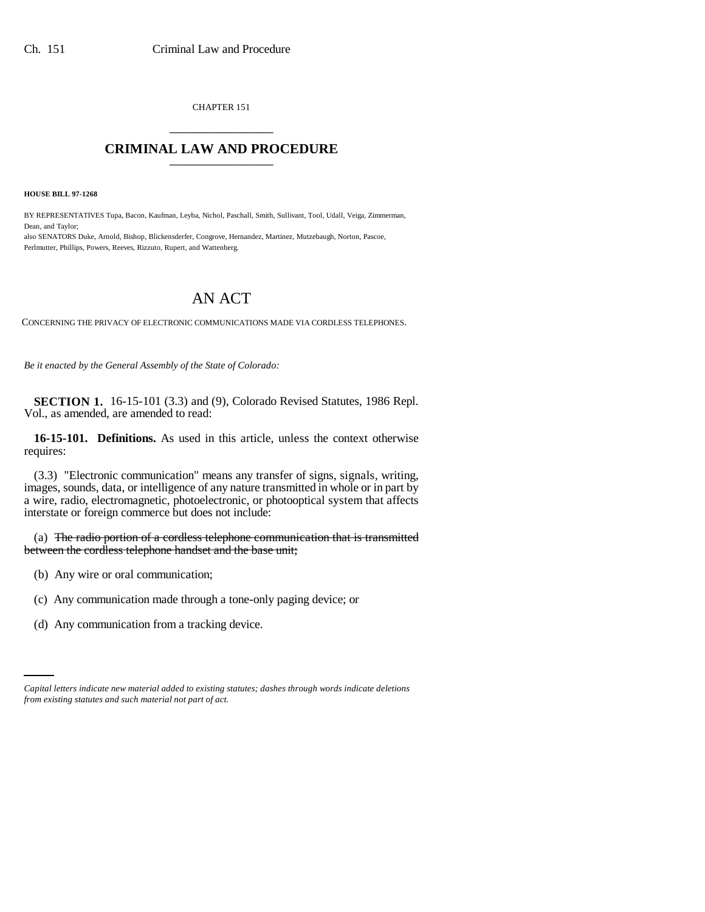CHAPTER 151

# CRIMINAL LAW AND PROCEDURE

**HOUSE BILL 97-1268**

BY REPRESENTATIVES Tupa, Bacon, Kaufman, Leyba, Nichol, Paschall, Smith, Sullivant, Tool, Udall, Veiga, Zimmerman, Dean, and Taylor;
also SENATORS Duke, Arnold, Bishop, Blickensderfer, Congrove, Hernandez, Martinez, Mutzebaugh, Norton, Pascoe, Perlmutter, Phillips, Powers, Reeves, Rizzuto, Rupert, and Wattenberg.

# AN ACT

CONCERNING THE PRIVACY OF ELECTRONIC COMMUNICATIONS MADE VIA CORDLESS TELEPHONES.

*Be it enacted by the General Assembly of the State of Colorado:*

**SECTION 1.** 16-15-101 (3.3) and (9), Colorado Revised Statutes, 1986 Repl. Vol., as amended, are amended to read:

**16-15-101. Definitions.** As used in this article, unless the context otherwise requires:

(3.3) "Electronic communication" means any transfer of signs, signals, writing, images, sounds, data, or intelligence of any nature transmitted in whole or in part by a wire, radio, electromagnetic, photoelectronic, or photooptical system that affects interstate or foreign commerce but does not include:

(a) ~~The radio portion of a cordless telephone communication that is transmitted between the cordless telephone handset and the base unit;~~

(b) Any wire or oral communication;

(c) Any communication made through a tone-only paging device; or

(d) Any communication from a tracking device.

*Capital letters indicate new material added to existing statutes; dashes through words indicate deletions from existing statutes and such material not part of act.*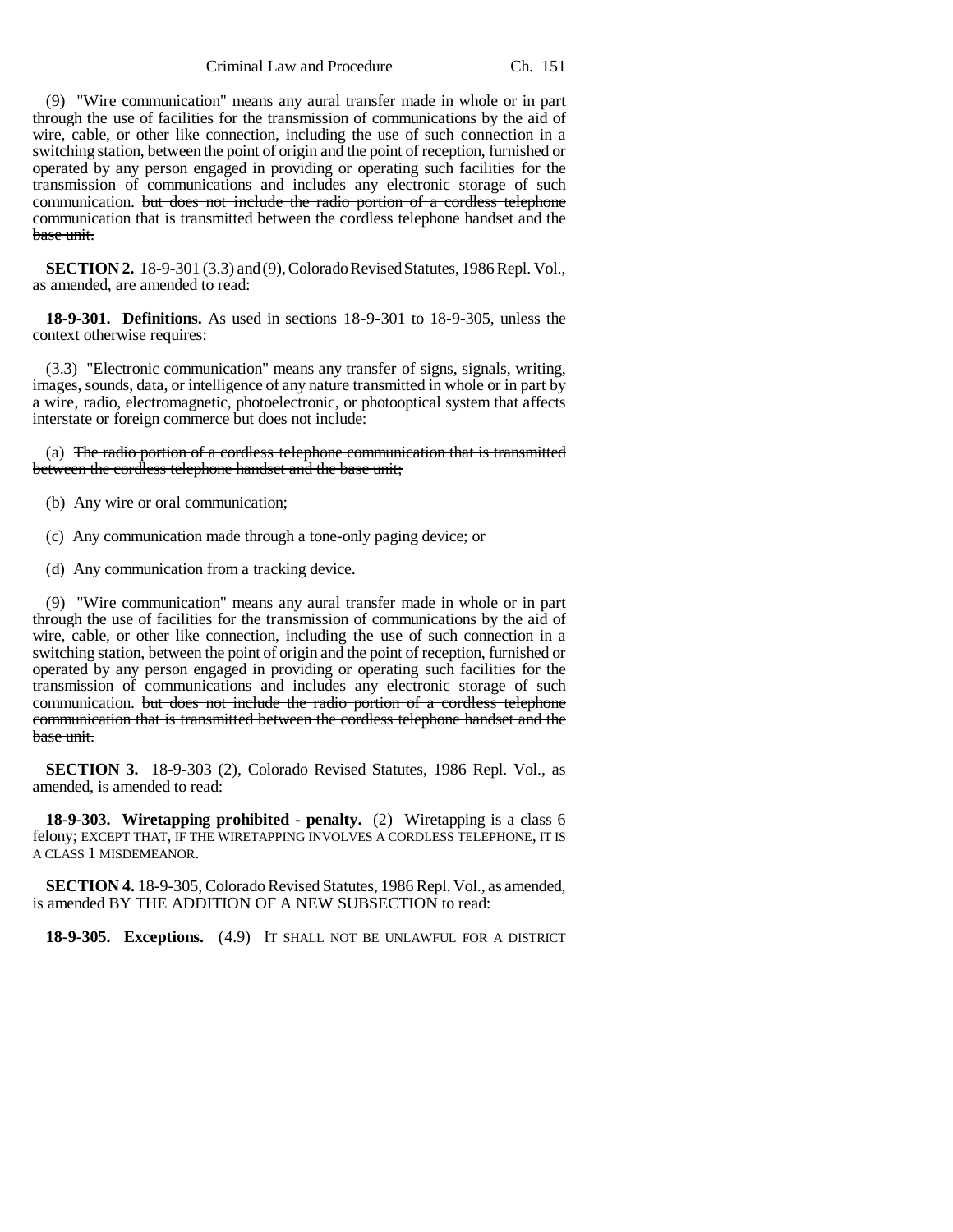(9) "Wire communication" means any aural transfer made in whole or in part through the use of facilities for the transmission of communications by the aid of wire, cable, or other like connection, including the use of such connection in a switching station, between the point of origin and the point of reception, furnished or operated by any person engaged in providing or operating such facilities for the transmission of communications and includes any electronic storage of such communication. ~~but does not include the radio portion of a cordless telephone communication that is transmitted between the cordless telephone handset and the base unit.~~

**SECTION 2.** 18-9-301 (3.3) and (9), Colorado Revised Statutes, 1986 Repl. Vol., as amended, are amended to read:

**18-9-301. Definitions.** As used in sections 18-9-301 to 18-9-305, unless the context otherwise requires:

(3.3) "Electronic communication" means any transfer of signs, signals, writing, images, sounds, data, or intelligence of any nature transmitted in whole or in part by a wire, radio, electromagnetic, photoelectronic, or photooptical system that affects interstate or foreign commerce but does not include:

(a) ~~The radio portion of a cordless telephone communication that is transmitted between the cordless telephone handset and the base unit;~~

(b) Any wire or oral communication;

(c) Any communication made through a tone-only paging device; or

(d) Any communication from a tracking device.

(9) "Wire communication" means any aural transfer made in whole or in part through the use of facilities for the transmission of communications by the aid of wire, cable, or other like connection, including the use of such connection in a switching station, between the point of origin and the point of reception, furnished or operated by any person engaged in providing or operating such facilities for the transmission of communications and includes any electronic storage of such communication. ~~but does not include the radio portion of a cordless telephone communication that is transmitted between the cordless telephone handset and the base unit.~~

**SECTION 3.** 18-9-303 (2), Colorado Revised Statutes, 1986 Repl. Vol., as amended, is amended to read:

**18-9-303. Wiretapping prohibited - penalty.** (2) Wiretapping is a class 6 felony; EXCEPT THAT, IF THE WIRETAPPING INVOLVES A CORDLESS TELEPHONE, IT IS A CLASS 1 MISDEMEANOR.

**SECTION 4.** 18-9-305, Colorado Revised Statutes, 1986 Repl. Vol., as amended, is amended BY THE ADDITION OF A NEW SUBSECTION to read:

**18-9-305. Exceptions.** (4.9) IT SHALL NOT BE UNLAWFUL FOR A DISTRICT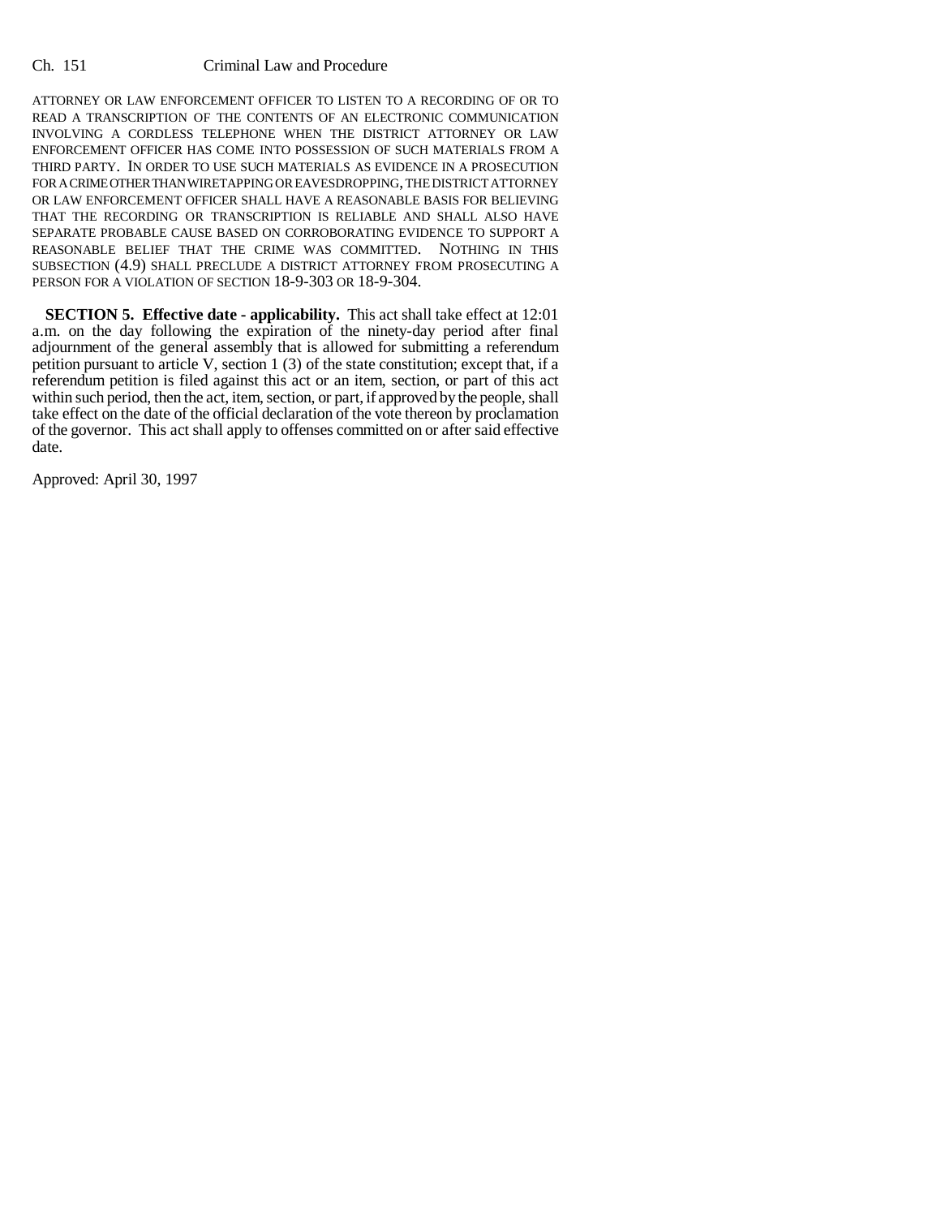ATTORNEY OR LAW ENFORCEMENT OFFICER TO LISTEN TO A RECORDING OF OR TO READ A TRANSCRIPTION OF THE CONTENTS OF AN ELECTRONIC COMMUNICATION INVOLVING A CORDLESS TELEPHONE WHEN THE DISTRICT ATTORNEY OR LAW ENFORCEMENT OFFICER HAS COME INTO POSSESSION OF SUCH MATERIALS FROM A THIRD PARTY. IN ORDER TO USE SUCH MATERIALS AS EVIDENCE IN A PROSECUTION FOR A CRIME OTHER THAN WIRETAPPING OR EAVESDROPPING, THE DISTRICT ATTORNEY OR LAW ENFORCEMENT OFFICER SHALL HAVE A REASONABLE BASIS FOR BELIEVING THAT THE RECORDING OR TRANSCRIPTION IS RELIABLE AND SHALL ALSO HAVE SEPARATE PROBABLE CAUSE BASED ON CORROBORATING EVIDENCE TO SUPPORT A REASONABLE BELIEF THAT THE CRIME WAS COMMITTED. NOTHING IN THIS SUBSECTION (4.9) SHALL PRECLUDE A DISTRICT ATTORNEY FROM PROSECUTING A PERSON FOR A VIOLATION OF SECTION 18-9-303 OR 18-9-304.

**SECTION 5. Effective date - applicability.** This act shall take effect at 12:01 a.m. on the day following the expiration of the ninety-day period after final adjournment of the general assembly that is allowed for submitting a referendum petition pursuant to article V, section 1 (3) of the state constitution; except that, if a referendum petition is filed against this act or an item, section, or part of this act within such period, then the act, item, section, or part, if approved by the people, shall take effect on the date of the official declaration of the vote thereon by proclamation of the governor. This act shall apply to offenses committed on or after said effective date.

Approved: April 30, 1997